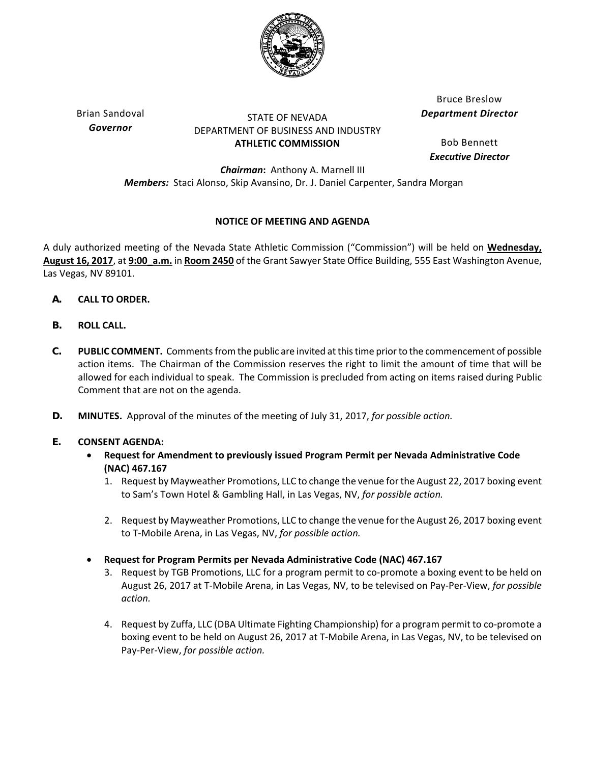Brian Sandoval
*Governor*

STATE OF NEVADA
DEPARTMENT OF BUSINESS AND INDUSTRY
**ATHLETIC COMMISSION**

Bruce Breslow
***Department Director***

Bob Bennett
***Executive Director***

***Chairman*:** Anthony A. Marnell III
***Members:*** Staci Alonso, Skip Avansino, Dr. J. Daniel Carpenter, Sandra Morgan

**NOTICE OF MEETING AND AGENDA**

A duly authorized meeting of the Nevada State Athletic Commission ("Commission") will be held on **Wednesday, August 16, 2017**, at **9:00_a.m.** in **Room 2450** of the Grant Sawyer State Office Building, 555 East Washington Avenue, Las Vegas, NV 89101.

**A. CALL TO ORDER.**

**B. ROLL CALL.**

**C. PUBLIC COMMENT.** Comments from the public are invited at this time prior to the commencement of possible action items. The Chairman of the Commission reserves the right to limit the amount of time that will be allowed for each individual to speak. The Commission is precluded from acting on items raised during Public Comment that are not on the agenda.

**D. MINUTES.** Approval of the minutes of the meeting of July 31, 2017, *for possible action.*

**E. CONSENT AGENDA:**

- **Request for Amendment to previously issued Program Permit per Nevada Administrative Code (NAC) 467.167**
  1. Request by Mayweather Promotions, LLC to change the venue for the August 22, 2017 boxing event to Sam's Town Hotel & Gambling Hall, in Las Vegas, NV, *for possible action.*
  2. Request by Mayweather Promotions, LLC to change the venue for the August 26, 2017 boxing event to T-Mobile Arena, in Las Vegas, NV, *for possible action.*

- **Request for Program Permits per Nevada Administrative Code (NAC) 467.167**
  3. Request by TGB Promotions, LLC for a program permit to co-promote a boxing event to be held on August 26, 2017 at T-Mobile Arena, in Las Vegas, NV, to be televised on Pay-Per-View, *for possible action.*
  4. Request by Zuffa, LLC (DBA Ultimate Fighting Championship) for a program permit to co-promote a boxing event to be held on August 26, 2017 at T-Mobile Arena, in Las Vegas, NV, to be televised on Pay-Per-View, *for possible action.*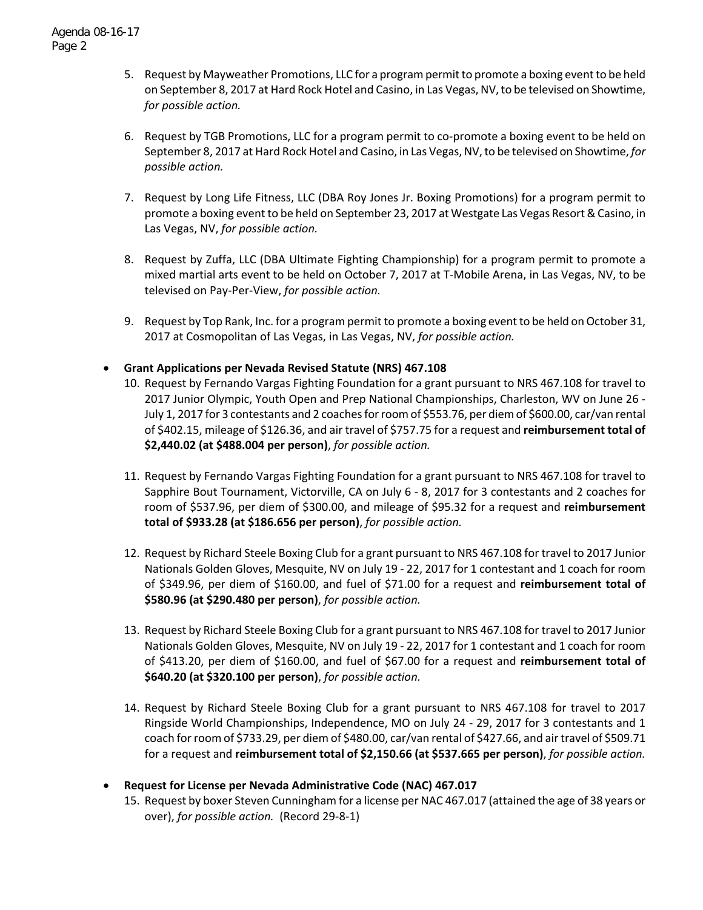5. Request by Mayweather Promotions, LLC for a program permit to promote a boxing event to be held on September 8, 2017 at Hard Rock Hotel and Casino, in Las Vegas, NV, to be televised on Showtime, *for possible action.*

6. Request by TGB Promotions, LLC for a program permit to co-promote a boxing event to be held on September 8, 2017 at Hard Rock Hotel and Casino, in Las Vegas, NV, to be televised on Showtime, *for possible action.*

7. Request by Long Life Fitness, LLC (DBA Roy Jones Jr. Boxing Promotions) for a program permit to promote a boxing event to be held on September 23, 2017 at Westgate Las Vegas Resort & Casino, in Las Vegas, NV, *for possible action.*

8. Request by Zuffa, LLC (DBA Ultimate Fighting Championship) for a program permit to promote a mixed martial arts event to be held on October 7, 2017 at T-Mobile Arena, in Las Vegas, NV, to be televised on Pay-Per-View, *for possible action.*

9. Request by Top Rank, Inc. for a program permit to promote a boxing event to be held on October 31, 2017 at Cosmopolitan of Las Vegas, in Las Vegas, NV, *for possible action.*

- **Grant Applications per Nevada Revised Statute (NRS) 467.108**

10. Request by Fernando Vargas Fighting Foundation for a grant pursuant to NRS 467.108 for travel to 2017 Junior Olympic, Youth Open and Prep National Championships, Charleston, WV on June 26 - July 1, 2017 for 3 contestants and 2 coaches for room of $553.76, per diem of $600.00, car/van rental of $402.15, mileage of $126.36, and air travel of $757.75 for a request and **reimbursement total of $2,440.02 (at $488.004 per person)**, *for possible action.*

11. Request by Fernando Vargas Fighting Foundation for a grant pursuant to NRS 467.108 for travel to Sapphire Bout Tournament, Victorville, CA on July 6 - 8, 2017 for 3 contestants and 2 coaches for room of $537.96, per diem of $300.00, and mileage of $95.32 for a request and **reimbursement total of $933.28 (at $186.656 per person)**, *for possible action.*

12. Request by Richard Steele Boxing Club for a grant pursuant to NRS 467.108 for travel to 2017 Junior Nationals Golden Gloves, Mesquite, NV on July 19 - 22, 2017 for 1 contestant and 1 coach for room of $349.96, per diem of $160.00, and fuel of $71.00 for a request and **reimbursement total of $580.96 (at $290.480 per person)**, *for possible action.*

13. Request by Richard Steele Boxing Club for a grant pursuant to NRS 467.108 for travel to 2017 Junior Nationals Golden Gloves, Mesquite, NV on July 19 - 22, 2017 for 1 contestant and 1 coach for room of $413.20, per diem of $160.00, and fuel of $67.00 for a request and **reimbursement total of $640.20 (at $320.100 per person)**, *for possible action.*

14. Request by Richard Steele Boxing Club for a grant pursuant to NRS 467.108 for travel to 2017 Ringside World Championships, Independence, MO on July 24 - 29, 2017 for 3 contestants and 1 coach for room of $733.29, per diem of $480.00, car/van rental of $427.66, and air travel of $509.71 for a request and **reimbursement total of $2,150.66 (at $537.665 per person)**, *for possible action.*

- **Request for License per Nevada Administrative Code (NAC) 467.017**

15. Request by boxer Steven Cunningham for a license per NAC 467.017 (attained the age of 38 years or over), *for possible action.* (Record 29-8-1)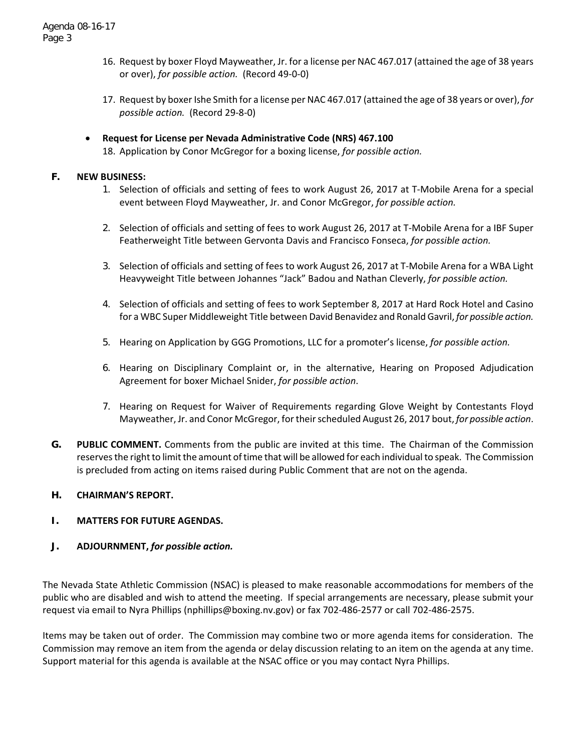16. Request by boxer Floyd Mayweather, Jr. for a license per NAC 467.017 (attained the age of 38 years or over), *for possible action.* (Record 49-0-0)

17. Request by boxer Ishe Smith for a license per NAC 467.017 (attained the age of 38 years or over), *for possible action.* (Record 29-8-0)

- **Request for License per Nevada Administrative Code (NRS) 467.100**

18. Application by Conor McGregor for a boxing license, *for possible action.*

**F. NEW BUSINESS:**

1. Selection of officials and setting of fees to work August 26, 2017 at T-Mobile Arena for a special event between Floyd Mayweather, Jr. and Conor McGregor, *for possible action.*

2. Selection of officials and setting of fees to work August 26, 2017 at T-Mobile Arena for a IBF Super Featherweight Title between Gervonta Davis and Francisco Fonseca, *for possible action.*

3. Selection of officials and setting of fees to work August 26, 2017 at T-Mobile Arena for a WBA Light Heavyweight Title between Johannes "Jack" Badou and Nathan Cleverly, *for possible action.*

4. Selection of officials and setting of fees to work September 8, 2017 at Hard Rock Hotel and Casino for a WBC Super Middleweight Title between David Benavidez and Ronald Gavril, *for possible action.*

5. Hearing on Application by GGG Promotions, LLC for a promoter's license, *for possible action.*

6. Hearing on Disciplinary Complaint or, in the alternative, Hearing on Proposed Adjudication Agreement for boxer Michael Snider, *for possible action*.

7. Hearing on Request for Waiver of Requirements regarding Glove Weight by Contestants Floyd Mayweather, Jr. and Conor McGregor, for their scheduled August 26, 2017 bout, *for possible action*.

**G. PUBLIC COMMENT.** Comments from the public are invited at this time. The Chairman of the Commission reserves the right to limit the amount of time that will be allowed for each individual to speak. The Commission is precluded from acting on items raised during Public Comment that are not on the agenda.

**H. CHAIRMAN'S REPORT.**

**I. MATTERS FOR FUTURE AGENDAS.**

**J. ADJOURNMENT,** ***for possible action.***

The Nevada State Athletic Commission (NSAC) is pleased to make reasonable accommodations for members of the public who are disabled and wish to attend the meeting. If special arrangements are necessary, please submit your request via email to Nyra Phillips (nphillips@boxing.nv.gov) or fax 702-486-2577 or call 702-486-2575.

Items may be taken out of order. The Commission may combine two or more agenda items for consideration. The Commission may remove an item from the agenda or delay discussion relating to an item on the agenda at any time. Support material for this agenda is available at the NSAC office or you may contact Nyra Phillips.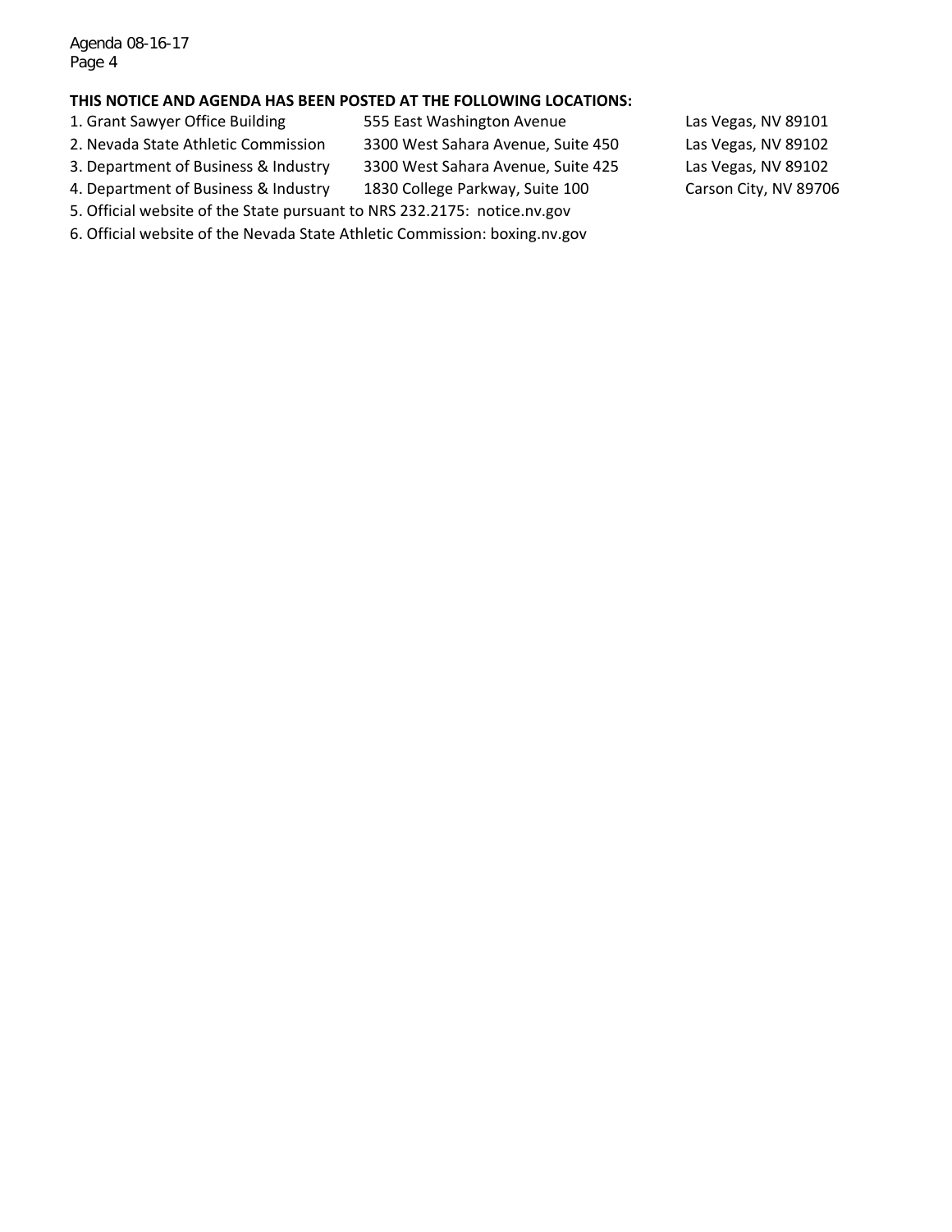**THIS NOTICE AND AGENDA HAS BEEN POSTED AT THE FOLLOWING LOCATIONS:**

| | | |
|---|---|---|
| 1. Grant Sawyer Office Building | 555 East Washington Avenue | Las Vegas, NV 89101 |
| 2. Nevada State Athletic Commission | 3300 West Sahara Avenue, Suite 450 | Las Vegas, NV 89102 |
| 3. Department of Business & Industry | 3300 West Sahara Avenue, Suite 425 | Las Vegas, NV 89102 |
| 4. Department of Business & Industry | 1830 College Parkway, Suite 100 | Carson City, NV 89706 |

5. Official website of the State pursuant to NRS 232.2175: notice.nv.gov

6. Official website of the Nevada State Athletic Commission: boxing.nv.gov